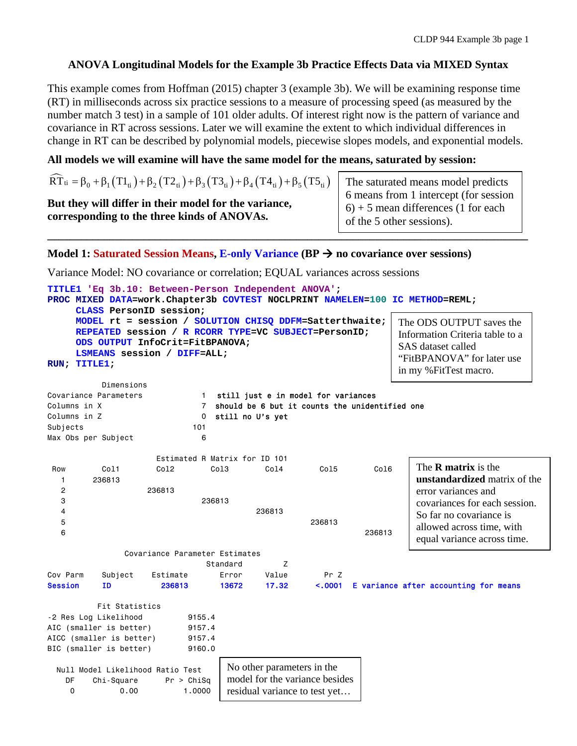# ANOVA Longitudinal Models for the Example 3b Practice Effects Data via MIXED Syntax

This example comes from Hoffman (2015) chapter 3 (example 3b). We will be examining response time (RT) in milliseconds across six practice sessions to a measure of processing speed (as measured by the number match 3 test) in a sample of 101 older adults. Of interest right now is the pattern of variance and covariance in RT across sessions. Later we will examine the extent to which individual differences in change in RT can be described by polynomial models, piecewise slopes models, and exponential models.

**All models we will examine will have the same model for the means, saturated by session:**

$$\widehat{RT}_{ti} = \beta_0 + \beta_1(T1_{ti}) + \beta_2(T2_{ti}) + \beta_3(T3_{ti}) + \beta_4(T4_{ti}) + \beta_5(T5_{ti})$$

**But they will differ in their model for the variance, corresponding to the three kinds of ANOVAs.**

> The saturated means model predicts 6 means from 1 intercept (for session 6) + 5 mean differences (1 for each of the 5 other sessions).

---

## Model 1: Saturated Session Means, E-only Variance (BP → no covariance over sessions)

Variance Model: NO covariance or correlation; EQUAL variances across sessions

```
TITLE1 'Eq 3b.10: Between-Person Independent ANOVA';
PROC MIXED DATA=work.Chapter3b COVTEST NOCLPRINT NAMELEN=100 IC METHOD=REML;
     CLASS PersonID session;
     MODEL rt = session / SOLUTION CHISQ DDFM=Satterthwaite;
     REPEATED session / R RCORR TYPE=VC SUBJECT=PersonID;
     ODS OUTPUT InfoCrit=FitBPANOVA;
     LSMEANS session / DIFF=ALL;
RUN; TITLE1;
```

> The ODS OUTPUT saves the Information Criteria table to a SAS dataset called "FitBPANOVA" for later use in my %FitTest macro.

```
           Dimensions
Covariance Parameters            1   still just e in model for variances
Columns in X                     7   should be 6 but it counts the unidentified one
Columns in Z                     0   still no U's yet
Subjects                       101
Max Obs per Subject              6
```

Estimated R Matrix for ID 101

| Row | Col1 | Col2 | Col3 | Col4 | Col5 | Col6 |
|---|---|---|---|---|---|---|
| 1 | 236813 | | | | | |
| 2 | | 236813 | | | | |
| 3 | | | 236813 | | | |
| 4 | | | | 236813 | | |
| 5 | | | | | 236813 | |
| 6 | | | | | | 236813 |

> The **R matrix** is the **unstandardized** matrix of the error variances and covariances for each session. So far no covariance is allowed across time, with equal variance across time.

Covariance Parameter Estimates

| Cov Parm | Subject | Estimate | Standard Error | Z Value | Pr Z | |
|---|---|---|---|---|---|---|
| Session | ID | 236813 | 13672 | 17.32 | <.0001 | E variance after accounting for means |

```
      Fit Statistics
-2 Res Log Likelihood         9155.4
AIC (smaller is better)       9157.4
AICC (smaller is better)      9157.4
BIC (smaller is better)       9160.0
```

Null Model Likelihood Ratio Test

| DF | Chi-Square | Pr > ChiSq |
|---|---|---|
| 0 | 0.00 | 1.0000 |

> No other parameters in the model for the variance besides residual variance to test yet…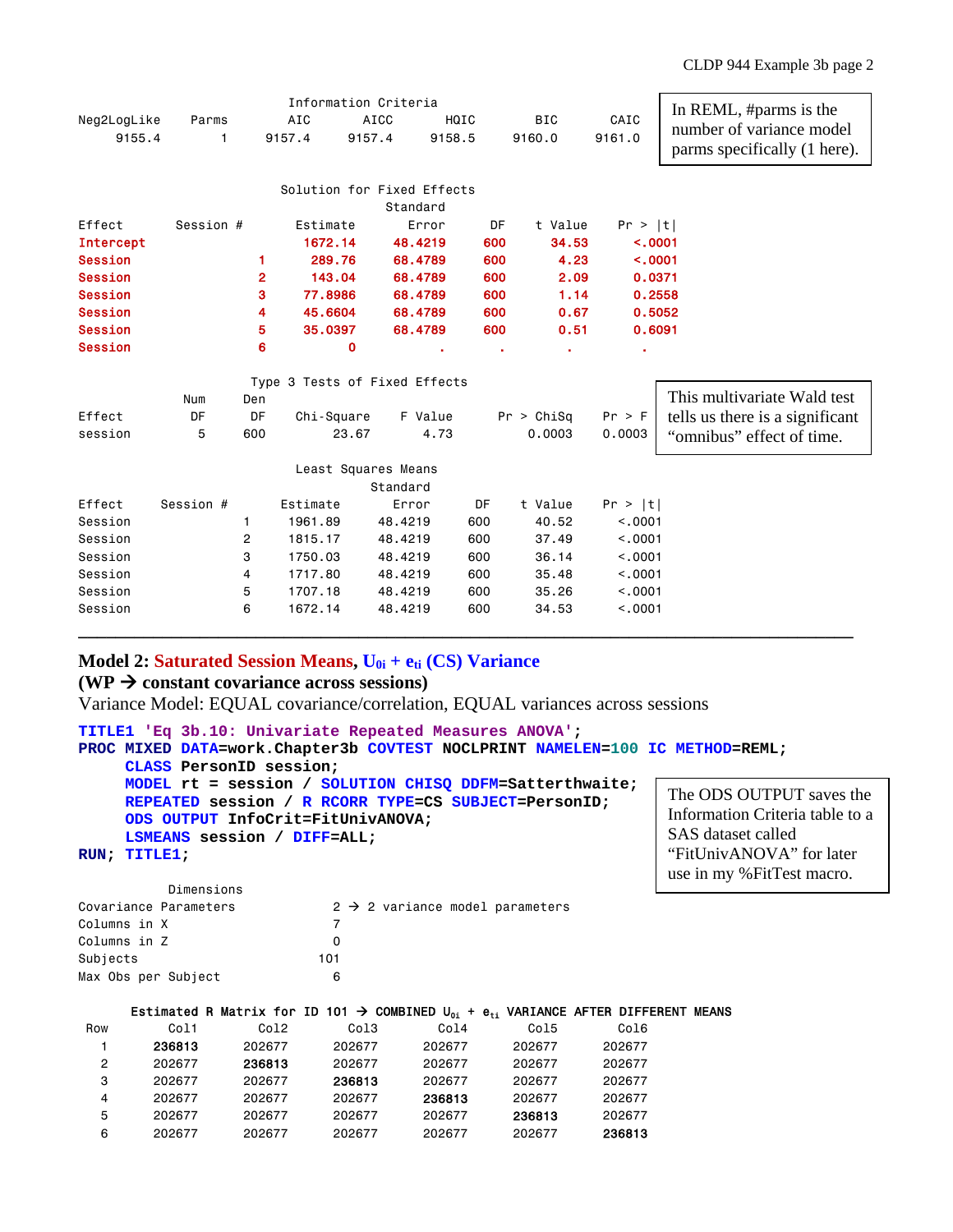**Information Criteria**

| Neg2LogLike | Parms | AIC | AICC | HQIC | BIC | CAIC |
|---|---|---|---|---|---|---|
| 9155.4 | 1 | 9157.4 | 9157.4 | 9158.5 | 9160.0 | 9161.0 |

In REML, #parms is the number of variance model parms specifically (1 here).

**Solution for Fixed Effects**

| Effect | Session # | Estimate | Standard Error | DF | t Value | Pr > \|t\| |
|---|---|---|---|---|---|---|
| Intercept | | 1672.14 | 48.4219 | 600 | 34.53 | <.0001 |
| Session | 1 | 289.76 | 68.4789 | 600 | 4.23 | <.0001 |
| Session | 2 | 143.04 | 68.4789 | 600 | 2.09 | 0.0371 |
| Session | 3 | 77.8986 | 68.4789 | 600 | 1.14 | 0.2558 |
| Session | 4 | 45.6604 | 68.4789 | 600 | 0.67 | 0.5052 |
| Session | 5 | 35.0397 | 68.4789 | 600 | 0.51 | 0.6091 |
| Session | 6 | 0 | . | . | . | . |

**Type 3 Tests of Fixed Effects**

| Effect | Num DF | Den DF | Chi-Square | F Value | Pr > ChiSq | Pr > F |
|---|---|---|---|---|---|---|
| session | 5 | 600 | 23.67 | 4.73 | 0.0003 | 0.0003 |

This multivariate Wald test tells us there is a significant "omnibus" effect of time.

**Least Squares Means**

| Effect | Session # | Estimate | Standard Error | DF | t Value | Pr > \|t\| |
|---|---|---|---|---|---|---|
| Session | 1 | 1961.89 | 48.4219 | 600 | 40.52 | <.0001 |
| Session | 2 | 1815.17 | 48.4219 | 600 | 37.49 | <.0001 |
| Session | 3 | 1750.03 | 48.4219 | 600 | 36.14 | <.0001 |
| Session | 4 | 1717.80 | 48.4219 | 600 | 35.48 | <.0001 |
| Session | 5 | 1707.18 | 48.4219 | 600 | 35.26 | <.0001 |
| Session | 6 | 1672.14 | 48.4219 | 600 | 34.53 | <.0001 |

---

## Model 2: Saturated Session Means, $U_{0i} + e_{ti}$ (CS) Variance

**(WP → constant covariance across sessions)**

Variance Model: EQUAL covariance/correlation, EQUAL variances across sessions

```
TITLE1 'Eq 3b.10: Univariate Repeated Measures ANOVA';
PROC MIXED DATA=work.Chapter3b COVTEST NOCLPRINT NAMELEN=100 IC METHOD=REML;
     CLASS PersonID session;
     MODEL rt = session / SOLUTION CHISQ DDFM=Satterthwaite;
     REPEATED session / R RCORR TYPE=CS SUBJECT=PersonID;
     ODS OUTPUT InfoCrit=FitUnivANOVA;
     LSMEANS session / DIFF=ALL;
RUN; TITLE1;
```

The ODS OUTPUT saves the Information Criteria table to a SAS dataset called "FitUnivANOVA" for later use in my %FitTest macro.

**Dimensions**

| | | |
|---|---|---|
| Covariance Parameters | 2 | → 2 variance model parameters |
| Columns in X | 7 | |
| Columns in Z | 0 | |
| Subjects | 101 | |
| Max Obs per Subject | 6 | |

**Estimated R Matrix for ID 101 → COMBINED $U_{0i}$ + $e_{ti}$ VARIANCE AFTER DIFFERENT MEANS**

| Row | Col1 | Col2 | Col3 | Col4 | Col5 | Col6 |
|---|---|---|---|---|---|---|
| 1 | **236813** | 202677 | 202677 | 202677 | 202677 | 202677 |
| 2 | 202677 | **236813** | 202677 | 202677 | 202677 | 202677 |
| 3 | 202677 | 202677 | **236813** | 202677 | 202677 | 202677 |
| 4 | 202677 | 202677 | 202677 | **236813** | 202677 | 202677 |
| 5 | 202677 | 202677 | 202677 | 202677 | **236813** | 202677 |
| 6 | 202677 | 202677 | 202677 | 202677 | 202677 | **236813** |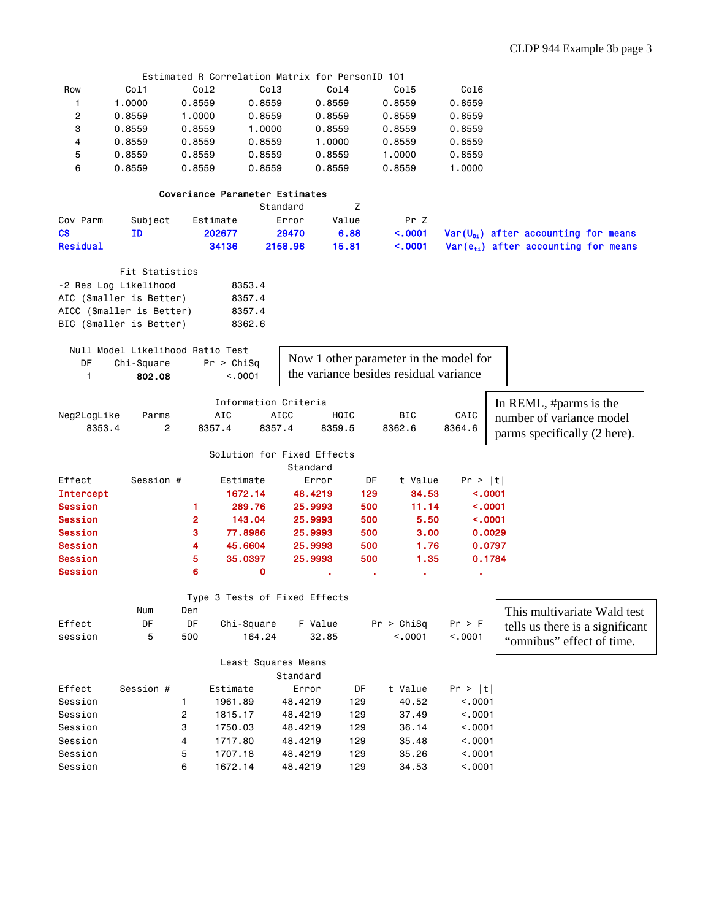**Estimated R Correlation Matrix for PersonID 101**

| Row | Col1 | Col2 | Col3 | Col4 | Col5 | Col6 |
|---|---|---|---|---|---|---|
| 1 | 1.0000 | 0.8559 | 0.8559 | 0.8559 | 0.8559 | 0.8559 |
| 2 | 0.8559 | 1.0000 | 0.8559 | 0.8559 | 0.8559 | 0.8559 |
| 3 | 0.8559 | 0.8559 | 1.0000 | 0.8559 | 0.8559 | 0.8559 |
| 4 | 0.8559 | 0.8559 | 0.8559 | 1.0000 | 0.8559 | 0.8559 |
| 5 | 0.8559 | 0.8559 | 0.8559 | 0.8559 | 1.0000 | 0.8559 |
| 6 | 0.8559 | 0.8559 | 0.8559 | 0.8559 | 0.8559 | 1.0000 |

**Covariance Parameter Estimates**

| Cov Parm | Subject | Estimate | Standard Error | Z Value | Pr Z | |
|---|---|---|---|---|---|---|
| CS | ID | 202677 | 29470 | 6.88 | <.0001 | $Var(U_{0i})$ after accounting for means |
| Residual | | 34136 | 2158.96 | 15.81 | <.0001 | $Var(e_{ti})$ after accounting for means |

**Fit Statistics**

| | |
|---|---|
| -2 Res Log Likelihood | 8353.4 |
| AIC (Smaller is Better) | 8357.4 |
| AICC (Smaller is Better) | 8357.4 |
| BIC (Smaller is Better) | 8362.6 |

**Null Model Likelihood Ratio Test**

| DF | Chi-Square | Pr > ChiSq |
|---|---|---|
| 1 | 802.08 | <.0001 |

Now 1 other parameter in the model for the variance besides residual variance

**Information Criteria**

| Neg2LogLike | Parms | AIC | AICC | HQIC | BIC | CAIC |
|---|---|---|---|---|---|---|
| 8353.4 | 2 | 8357.4 | 8357.4 | 8359.5 | 8362.6 | 8364.6 |

In REML, #parms is the number of variance model parms specifically (2 here).

**Solution for Fixed Effects**

| Effect | Session # | Estimate | Standard Error | DF | t Value | Pr > \|t\| |
|---|---|---|---|---|---|---|
| Intercept | | 1672.14 | 48.4219 | 129 | 34.53 | <.0001 |
| Session | 1 | 289.76 | 25.9993 | 500 | 11.14 | <.0001 |
| Session | 2 | 143.04 | 25.9993 | 500 | 5.50 | <.0001 |
| Session | 3 | 77.8986 | 25.9993 | 500 | 3.00 | 0.0029 |
| Session | 4 | 45.6604 | 25.9993 | 500 | 1.76 | 0.0797 |
| Session | 5 | 35.0397 | 25.9993 | 500 | 1.35 | 0.1784 |
| Session | 6 | 0 | . | . | . | . |

**Type 3 Tests of Fixed Effects**

| Effect | Num DF | Den DF | Chi-Square | F Value | Pr > ChiSq | Pr > F |
|---|---|---|---|---|---|---|
| session | 5 | 500 | 164.24 | 32.85 | <.0001 | <.0001 |

This multivariate Wald test tells us there is a significant "omnibus" effect of time.

**Least Squares Means**

| Effect | Session # | Estimate | Standard Error | DF | t Value | Pr > \|t\| |
|---|---|---|---|---|---|---|
| Session | 1 | 1961.89 | 48.4219 | 129 | 40.52 | <.0001 |
| Session | 2 | 1815.17 | 48.4219 | 129 | 37.49 | <.0001 |
| Session | 3 | 1750.03 | 48.4219 | 129 | 36.14 | <.0001 |
| Session | 4 | 1717.80 | 48.4219 | 129 | 35.48 | <.0001 |
| Session | 5 | 1707.18 | 48.4219 | 129 | 35.26 | <.0001 |
| Session | 6 | 1672.14 | 48.4219 | 129 | 34.53 | <.0001 |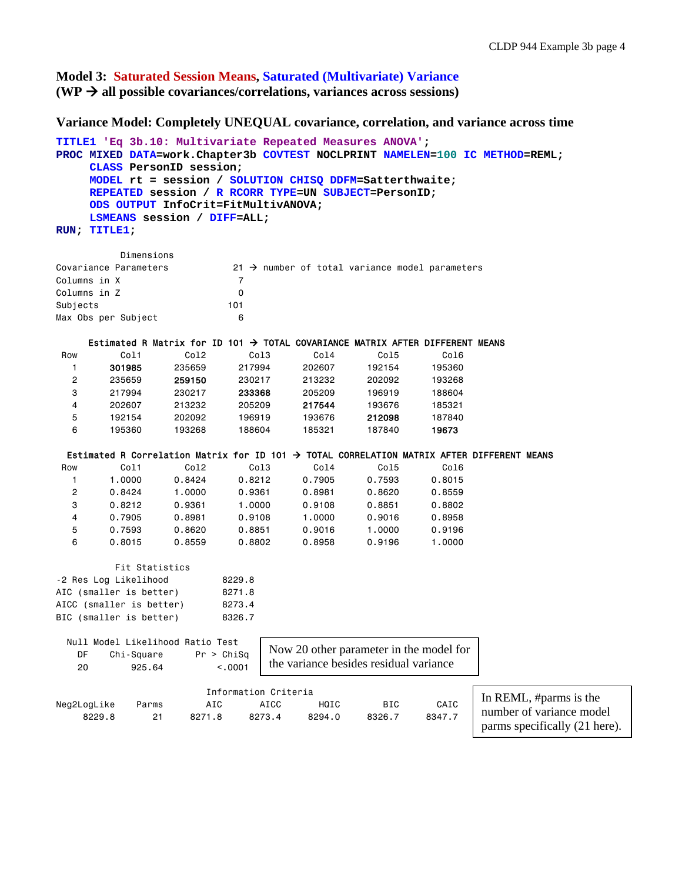**Model 3: Saturated Session Means, Saturated (Multivariate) Variance**
**(WP → all possible covariances/correlations, variances across sessions)**

**Variance Model: Completely UNEQUAL covariance, correlation, and variance across time**

```
TITLE1 'Eq 3b.10: Multivariate Repeated Measures ANOVA';
PROC MIXED DATA=work.Chapter3b COVTEST NOCLPRINT NAMELEN=100 IC METHOD=REML;
     CLASS PersonID session;
     MODEL rt = session / SOLUTION CHISQ DDFM=Satterthwaite;
     REPEATED session / R RCORR TYPE=UN SUBJECT=PersonID;
     ODS OUTPUT InfoCrit=FitMultivANOVA;
     LSMEANS session / DIFF=ALL;
RUN; TITLE1;
```

```
           Dimensions
Covariance Parameters          21 → number of total variance model parameters
Columns in X                    7
Columns in Z                    0
Subjects                      101
Max Obs per Subject             6
```

Estimated R Matrix for ID 101 → TOTAL COVARIANCE MATRIX AFTER DIFFERENT MEANS

| Row | Col1 | Col2 | Col3 | Col4 | Col5 | Col6 |
|---|---|---|---|---|---|---|
| 1 | **301985** | 235659 | 217994 | 202607 | 192154 | 195360 |
| 2 | 235659 | **259150** | 230217 | 213232 | 202092 | 193268 |
| 3 | 217994 | 230217 | **233368** | 205209 | 196919 | 188604 |
| 4 | 202607 | 213232 | 205209 | **217544** | 193676 | 185321 |
| 5 | 192154 | 202092 | 196919 | 193676 | **212098** | 187840 |
| 6 | 195360 | 193268 | 188604 | 185321 | 187840 | **19673** |

Estimated R Correlation Matrix for ID 101 → TOTAL CORRELATION MATRIX AFTER DIFFERENT MEANS

| Row | Col1 | Col2 | Col3 | Col4 | Col5 | Col6 |
|---|---|---|---|---|---|---|
| 1 | 1.0000 | 0.8424 | 0.8212 | 0.7905 | 0.7593 | 0.8015 |
| 2 | 0.8424 | 1.0000 | 0.9361 | 0.8981 | 0.8620 | 0.8559 |
| 3 | 0.8212 | 0.9361 | 1.0000 | 0.9108 | 0.8851 | 0.8802 |
| 4 | 0.7905 | 0.8981 | 0.9108 | 1.0000 | 0.9016 | 0.8958 |
| 5 | 0.7593 | 0.8620 | 0.8851 | 0.9016 | 1.0000 | 0.9196 |
| 6 | 0.8015 | 0.8559 | 0.8802 | 0.8958 | 0.9196 | 1.0000 |

```
         Fit Statistics
-2 Res Log Likelihood          8229.8
AIC (smaller is better)        8271.8
AICC (smaller is better)       8273.4
BIC (smaller is better)        8326.7
```

```
  Null Model Likelihood Ratio Test
    DF    Chi-Square      Pr > ChiSq
    20        925.64          <.0001
```

Now 20 other parameter in the model for the variance besides residual variance

Information Criteria

| Neg2LogLike | Parms | AIC | AICC | HQIC | BIC | CAIC |
|---|---|---|---|---|---|---|
| 8229.8 | 21 | 8271.8 | 8273.4 | 8294.0 | 8326.7 | 8347.7 |

In REML, #parms is the number of variance model parms specifically (21 here).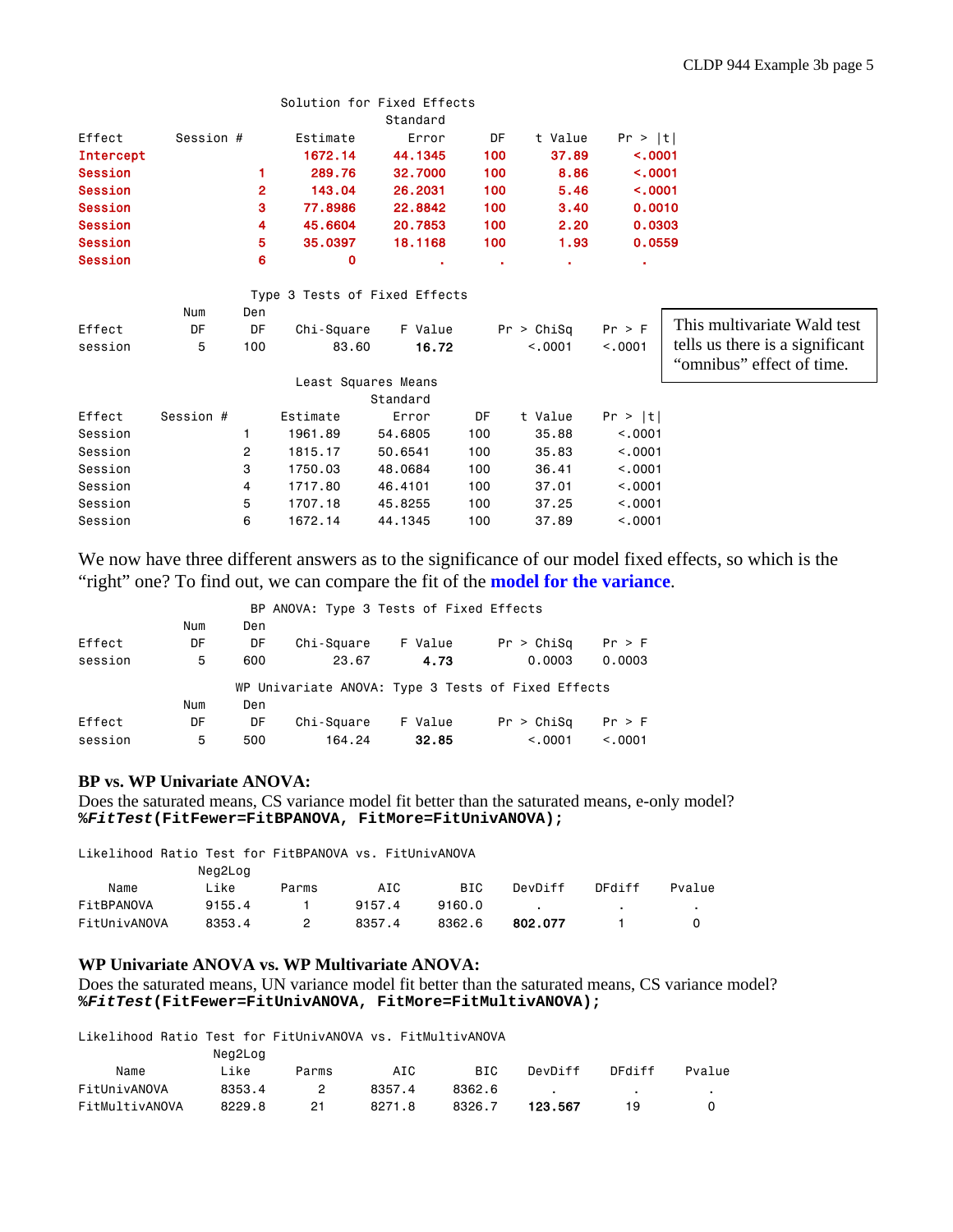Solution for Fixed Effects

| Effect | Session # | Estimate | Standard Error | DF | t Value | Pr > \|t\| |
|---|---|---|---|---|---|---|
| Intercept | | 1672.14 | 44.1345 | 100 | 37.89 | <.0001 |
| Session | 1 | 289.76 | 32.7000 | 100 | 8.86 | <.0001 |
| Session | 2 | 143.04 | 26.2031 | 100 | 5.46 | <.0001 |
| Session | 3 | 77.8986 | 22.8842 | 100 | 3.40 | 0.0010 |
| Session | 4 | 45.6604 | 20.7853 | 100 | 2.20 | 0.0303 |
| Session | 5 | 35.0397 | 18.1168 | 100 | 1.93 | 0.0559 |
| Session | 6 | 0 | . | . | . | . |

Type 3 Tests of Fixed Effects

| Effect | Num DF | Den DF | Chi-Square | F Value | Pr > ChiSq | Pr > F |
|---|---|---|---|---|---|---|
| session | 5 | 100 | 83.60 | **16.72** | <.0001 | <.0001 |

This multivariate Wald test tells us there is a significant "omnibus" effect of time.

Least Squares Means

| Effect | Session # | Estimate | Standard Error | DF | t Value | Pr > \|t\| |
|---|---|---|---|---|---|---|
| Session | 1 | 1961.89 | 54.6805 | 100 | 35.88 | <.0001 |
| Session | 2 | 1815.17 | 50.6541 | 100 | 35.83 | <.0001 |
| Session | 3 | 1750.03 | 48.0684 | 100 | 36.41 | <.0001 |
| Session | 4 | 1717.80 | 46.4101 | 100 | 37.01 | <.0001 |
| Session | 5 | 1707.18 | 45.8255 | 100 | 37.25 | <.0001 |
| Session | 6 | 1672.14 | 44.1345 | 100 | 37.89 | <.0001 |

We now have three different answers as to the significance of our model fixed effects, so which is the "right" one? To find out, we can compare the fit of the **model for the variance**.

BP ANOVA: Type 3 Tests of Fixed Effects

| Effect | Num DF | Den DF | Chi-Square | F Value | Pr > ChiSq | Pr > F |
|---|---|---|---|---|---|---|
| session | 5 | 600 | 23.67 | **4.73** | 0.0003 | 0.0003 |

WP Univariate ANOVA: Type 3 Tests of Fixed Effects

| Effect | Num DF | Den DF | Chi-Square | F Value | Pr > ChiSq | Pr > F |
|---|---|---|---|---|---|---|
| session | 5 | 500 | 164.24 | **32.85** | <.0001 | <.0001 |

**BP vs. WP Univariate ANOVA:**

Does the saturated means, CS variance model fit better than the saturated means, e-only model?

```
%FitTest(FitFewer=FitBPANOVA, FitMore=FitUnivANOVA);
```

Likelihood Ratio Test for FitBPANOVA vs. FitUnivANOVA

| Name | Neg2Log Like | Parms | AIC | BIC | DevDiff | DFdiff | Pvalue |
|---|---|---|---|---|---|---|---|
| FitBPANOVA | 9155.4 | 1 | 9157.4 | 9160.0 | . | . | . |
| FitUnivANOVA | 8353.4 | 2 | 8357.4 | 8362.6 | **802.077** | 1 | 0 |

**WP Univariate ANOVA vs. WP Multivariate ANOVA:**

Does the saturated means, UN variance model fit better than the saturated means, CS variance model?

```
%FitTest(FitFewer=FitUnivANOVA, FitMore=FitMultivANOVA);
```

Likelihood Ratio Test for FitUnivANOVA vs. FitMultivANOVA

| Name | Neg2Log Like | Parms | AIC | BIC | DevDiff | DFdiff | Pvalue |
|---|---|---|---|---|---|---|---|
| FitUnivANOVA | 8353.4 | 2 | 8357.4 | 8362.6 | . | . | . |
| FitMultivANOVA | 8229.8 | 21 | 8271.8 | 8326.7 | **123.567** | 19 | 0 |